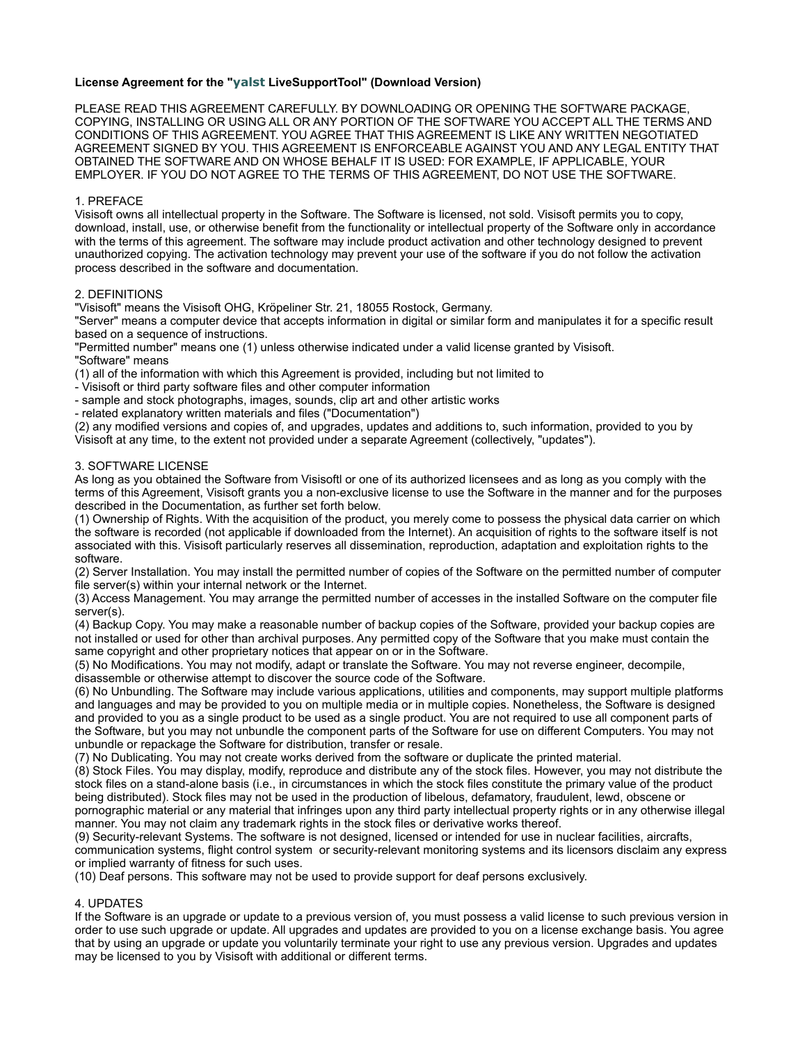**License Agreement for the "yalst LiveSupportTool" (Download Version)**

PLEASE READ THIS AGREEMENT CAREFULLY. BY DOWNLOADING OR OPENING THE SOFTWARE PACKAGE, COPYING, INSTALLING OR USING ALL OR ANY PORTION OF THE SOFTWARE YOU ACCEPT ALL THE TERMS AND CONDITIONS OF THIS AGREEMENT. YOU AGREE THAT THIS AGREEMENT IS LIKE ANY WRITTEN NEGOTIATED AGREEMENT SIGNED BY YOU. THIS AGREEMENT IS ENFORCEABLE AGAINST YOU AND ANY LEGAL ENTITY THAT OBTAINED THE SOFTWARE AND ON WHOSE BEHALF IT IS USED: FOR EXAMPLE, IF APPLICABLE, YOUR EMPLOYER. IF YOU DO NOT AGREE TO THE TERMS OF THIS AGREEMENT, DO NOT USE THE SOFTWARE.

1. PREFACE
Visisoft owns all intellectual property in the Software. The Software is licensed, not sold. Visisoft permits you to copy, download, install, use, or otherwise benefit from the functionality or intellectual property of the Software only in accordance with the terms of this agreement. The software may include product activation and other technology designed to prevent unauthorized copying. The activation technology may prevent your use of the software if you do not follow the activation process described in the software and documentation.

2. DEFINITIONS
"Visisoft" means the Visisoft OHG, Kröpeliner Str. 21, 18055 Rostock, Germany.
"Server" means a computer device that accepts information in digital or similar form and manipulates it for a specific result based on a sequence of instructions.
"Permitted number" means one (1) unless otherwise indicated under a valid license granted by Visisoft.
"Software" means
(1) all of the information with which this Agreement is provided, including but not limited to
- Visisoft or third party software files and other computer information
- sample and stock photographs, images, sounds, clip art and other artistic works
- related explanatory written materials and files ("Documentation")
(2) any modified versions and copies of, and upgrades, updates and additions to, such information, provided to you by Visisoft at any time, to the extent not provided under a separate Agreement (collectively, "updates").

3. SOFTWARE LICENSE
As long as you obtained the Software from Visisoftl or one of its authorized licensees and as long as you comply with the terms of this Agreement, Visisoft grants you a non-exclusive license to use the Software in the manner and for the purposes described in the Documentation, as further set forth below.
(1) Ownership of Rights. With the acquisition of the product, you merely come to possess the physical data carrier on which the software is recorded (not applicable if downloaded from the Internet). An acquisition of rights to the software itself is not associated with this. Visisoft particularly reserves all dissemination, reproduction, adaptation and exploitation rights to the software.
(2) Server Installation. You may install the permitted number of copies of the Software on the permitted number of computer file server(s) within your internal network or the Internet.
(3) Access Management. You may arrange the permitted number of accesses in the installed Software on the computer file server(s).
(4) Backup Copy. You may make a reasonable number of backup copies of the Software, provided your backup copies are not installed or used for other than archival purposes. Any permitted copy of the Software that you make must contain the same copyright and other proprietary notices that appear on or in the Software.
(5) No Modifications. You may not modify, adapt or translate the Software. You may not reverse engineer, decompile, disassemble or otherwise attempt to discover the source code of the Software.
(6) No Unbundling. The Software may include various applications, utilities and components, may support multiple platforms and languages and may be provided to you on multiple media or in multiple copies. Nonetheless, the Software is designed and provided to you as a single product to be used as a single product. You are not required to use all component parts of the Software, but you may not unbundle the component parts of the Software for use on different Computers. You may not unbundle or repackage the Software for distribution, transfer or resale.
(7) No Dublicating. You may not create works derived from the software or duplicate the printed material.
(8) Stock Files. You may display, modify, reproduce and distribute any of the stock files. However, you may not distribute the stock files on a stand-alone basis (i.e., in circumstances in which the stock files constitute the primary value of the product being distributed). Stock files may not be used in the production of libelous, defamatory, fraudulent, lewd, obscene or pornographic material or any material that infringes upon any third party intellectual property rights or in any otherwise illegal manner. You may not claim any trademark rights in the stock files or derivative works thereof.
(9) Security-relevant Systems. The software is not designed, licensed or intended for use in nuclear facilities, aircrafts, communication systems, flight control system or security-relevant monitoring systems and its licensors disclaim any express or implied warranty of fitness for such uses.
(10) Deaf persons. This software may not be used to provide support for deaf persons exclusively.

4. UPDATES
If the Software is an upgrade or update to a previous version of, you must possess a valid license to such previous version in order to use such upgrade or update. All upgrades and updates are provided to you on a license exchange basis. You agree that by using an upgrade or update you voluntarily terminate your right to use any previous version. Upgrades and updates may be licensed to you by Visisoft with additional or different terms.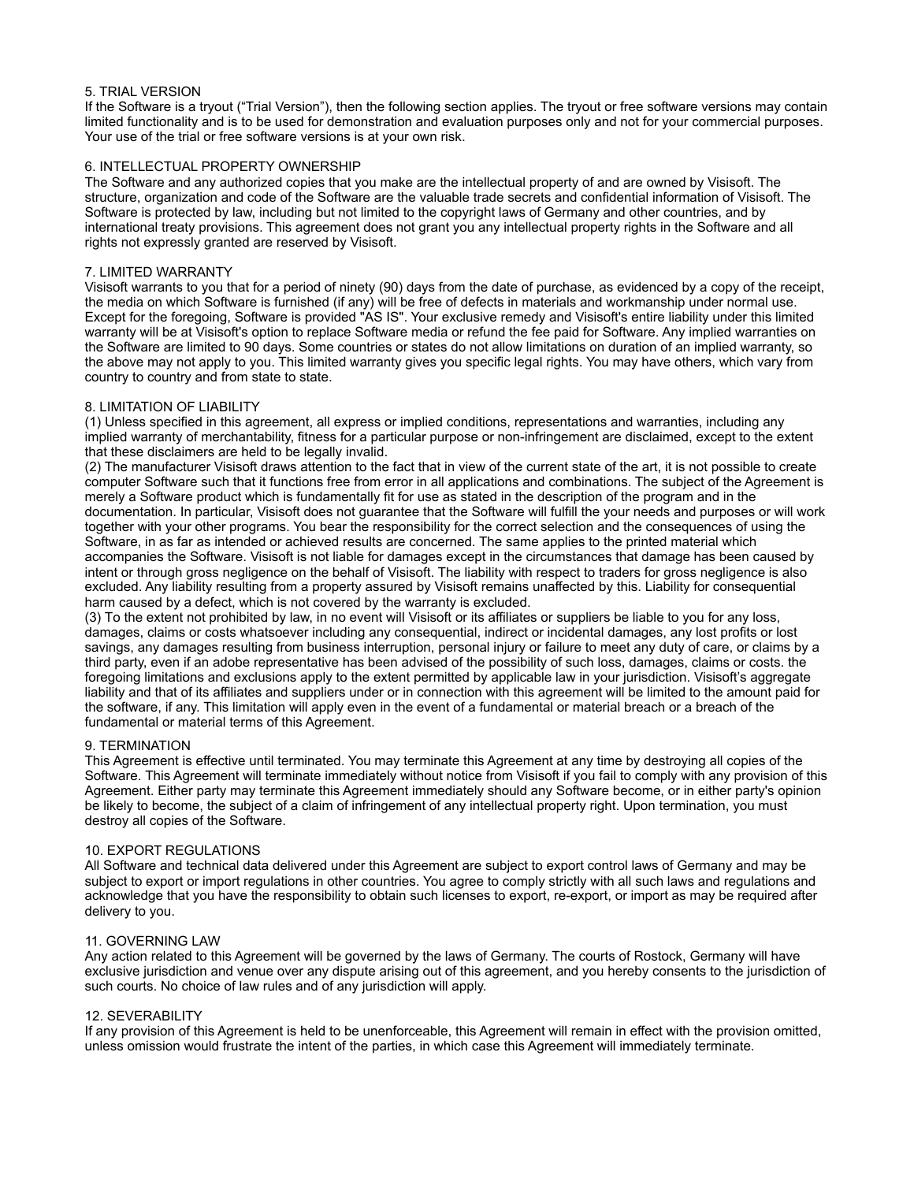## 5. TRIAL VERSION

If the Software is a tryout ("Trial Version"), then the following section applies. The tryout or free software versions may contain limited functionality and is to be used for demonstration and evaluation purposes only and not for your commercial purposes. Your use of the trial or free software versions is at your own risk.

## 6. INTELLECTUAL PROPERTY OWNERSHIP

The Software and any authorized copies that you make are the intellectual property of and are owned by Visisoft. The structure, organization and code of the Software are the valuable trade secrets and confidential information of Visisoft. The Software is protected by law, including but not limited to the copyright laws of Germany and other countries, and by international treaty provisions. This agreement does not grant you any intellectual property rights in the Software and all rights not expressly granted are reserved by Visisoft.

## 7. LIMITED WARRANTY

Visisoft warrants to you that for a period of ninety (90) days from the date of purchase, as evidenced by a copy of the receipt, the media on which Software is furnished (if any) will be free of defects in materials and workmanship under normal use. Except for the foregoing, Software is provided "AS IS". Your exclusive remedy and Visisoft's entire liability under this limited warranty will be at Visisoft's option to replace Software media or refund the fee paid for Software. Any implied warranties on the Software are limited to 90 days. Some countries or states do not allow limitations on duration of an implied warranty, so the above may not apply to you. This limited warranty gives you specific legal rights. You may have others, which vary from country to country and from state to state.

## 8. LIMITATION OF LIABILITY

(1) Unless specified in this agreement, all express or implied conditions, representations and warranties, including any implied warranty of merchantability, fitness for a particular purpose or non-infringement are disclaimed, except to the extent that these disclaimers are held to be legally invalid.

(2) The manufacturer Visisoft draws attention to the fact that in view of the current state of the art, it is not possible to create computer Software such that it functions free from error in all applications and combinations. The subject of the Agreement is merely a Software product which is fundamentally fit for use as stated in the description of the program and in the documentation. In particular, Visisoft does not guarantee that the Software will fulfill the your needs and purposes or will work together with your other programs. You bear the responsibility for the correct selection and the consequences of using the Software, in as far as intended or achieved results are concerned. The same applies to the printed material which accompanies the Software. Visisoft is not liable for damages except in the circumstances that damage has been caused by intent or through gross negligence on the behalf of Visisoft. The liability with respect to traders for gross negligence is also excluded. Any liability resulting from a property assured by Visisoft remains unaffected by this. Liability for consequential harm caused by a defect, which is not covered by the warranty is excluded.

(3) To the extent not prohibited by law, in no event will Visisoft or its affiliates or suppliers be liable to you for any loss, damages, claims or costs whatsoever including any consequential, indirect or incidental damages, any lost profits or lost savings, any damages resulting from business interruption, personal injury or failure to meet any duty of care, or claims by a third party, even if an adobe representative has been advised of the possibility of such loss, damages, claims or costs. the foregoing limitations and exclusions apply to the extent permitted by applicable law in your jurisdiction. Visisoft's aggregate liability and that of its affiliates and suppliers under or in connection with this agreement will be limited to the amount paid for the software, if any. This limitation will apply even in the event of a fundamental or material breach or a breach of the fundamental or material terms of this Agreement.

## 9. TERMINATION

This Agreement is effective until terminated. You may terminate this Agreement at any time by destroying all copies of the Software. This Agreement will terminate immediately without notice from Visisoft if you fail to comply with any provision of this Agreement. Either party may terminate this Agreement immediately should any Software become, or in either party's opinion be likely to become, the subject of a claim of infringement of any intellectual property right. Upon termination, you must destroy all copies of the Software.

## 10. EXPORT REGULATIONS

All Software and technical data delivered under this Agreement are subject to export control laws of Germany and may be subject to export or import regulations in other countries. You agree to comply strictly with all such laws and regulations and acknowledge that you have the responsibility to obtain such licenses to export, re-export, or import as may be required after delivery to you.

## 11. GOVERNING LAW

Any action related to this Agreement will be governed by the laws of Germany. The courts of Rostock, Germany will have exclusive jurisdiction and venue over any dispute arising out of this agreement, and you hereby consents to the jurisdiction of such courts. No choice of law rules and of any jurisdiction will apply.

## 12. SEVERABILITY

If any provision of this Agreement is held to be unenforceable, this Agreement will remain in effect with the provision omitted, unless omission would frustrate the intent of the parties, in which case this Agreement will immediately terminate.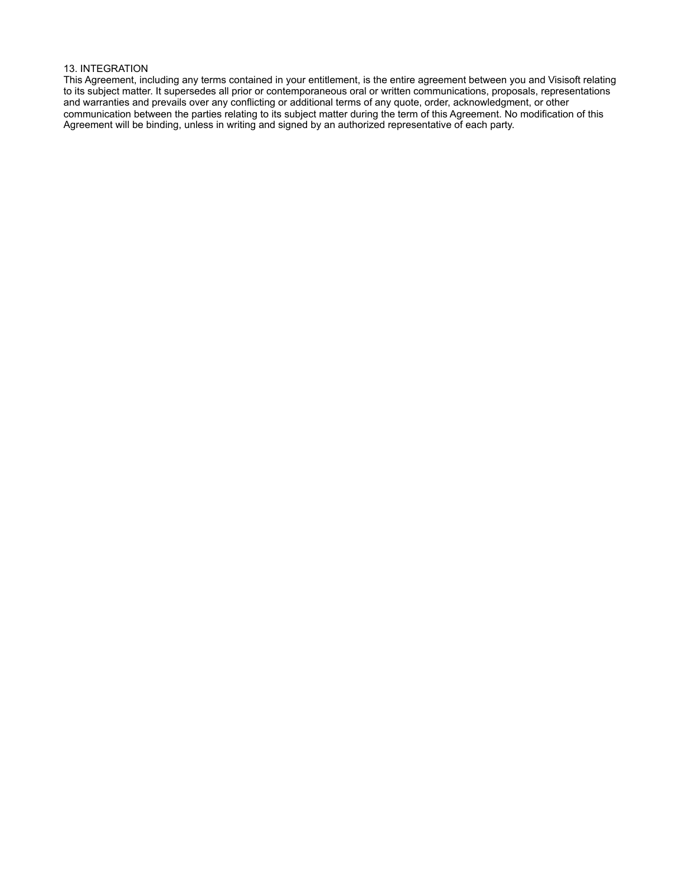13. INTEGRATION

This Agreement, including any terms contained in your entitlement, is the entire agreement between you and Visisoft relating to its subject matter. It supersedes all prior or contemporaneous oral or written communications, proposals, representations and warranties and prevails over any conflicting or additional terms of any quote, order, acknowledgment, or other communication between the parties relating to its subject matter during the term of this Agreement. No modification of this Agreement will be binding, unless in writing and signed by an authorized representative of each party.